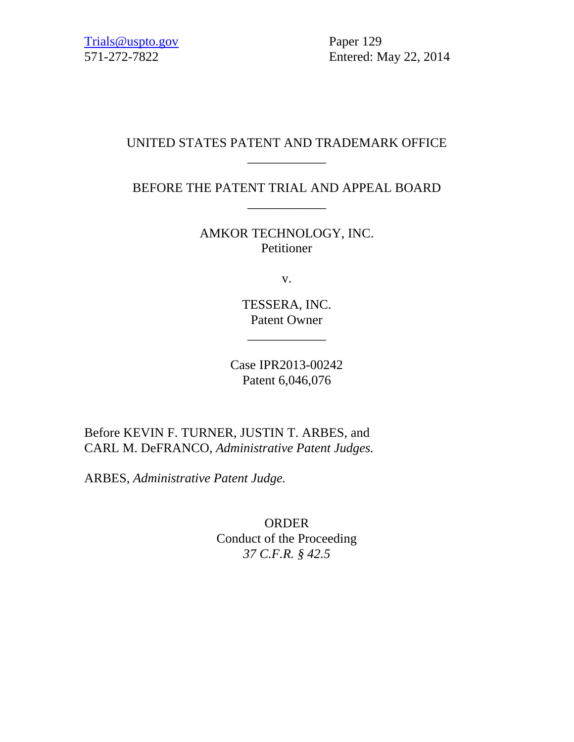Trials@uspto.gov
571-272-7822

Paper 129
Entered: May 22, 2014

UNITED STATES PATENT AND TRADEMARK OFFICE

\_\_\_\_\_\_\_\_\_\_\_\_

BEFORE THE PATENT TRIAL AND APPEAL BOARD

\_\_\_\_\_\_\_\_\_\_\_\_

AMKOR TECHNOLOGY, INC.
Petitioner

v.

TESSERA, INC.
Patent Owner

\_\_\_\_\_\_\_\_\_\_\_\_

Case IPR2013-00242
Patent 6,046,076

Before KEVIN F. TURNER, JUSTIN T. ARBES, and CARL M. DeFRANCO, *Administrative Patent Judges.*

ARBES, *Administrative Patent Judge.*

ORDER
Conduct of the Proceeding
*37 C.F.R. § 42.5*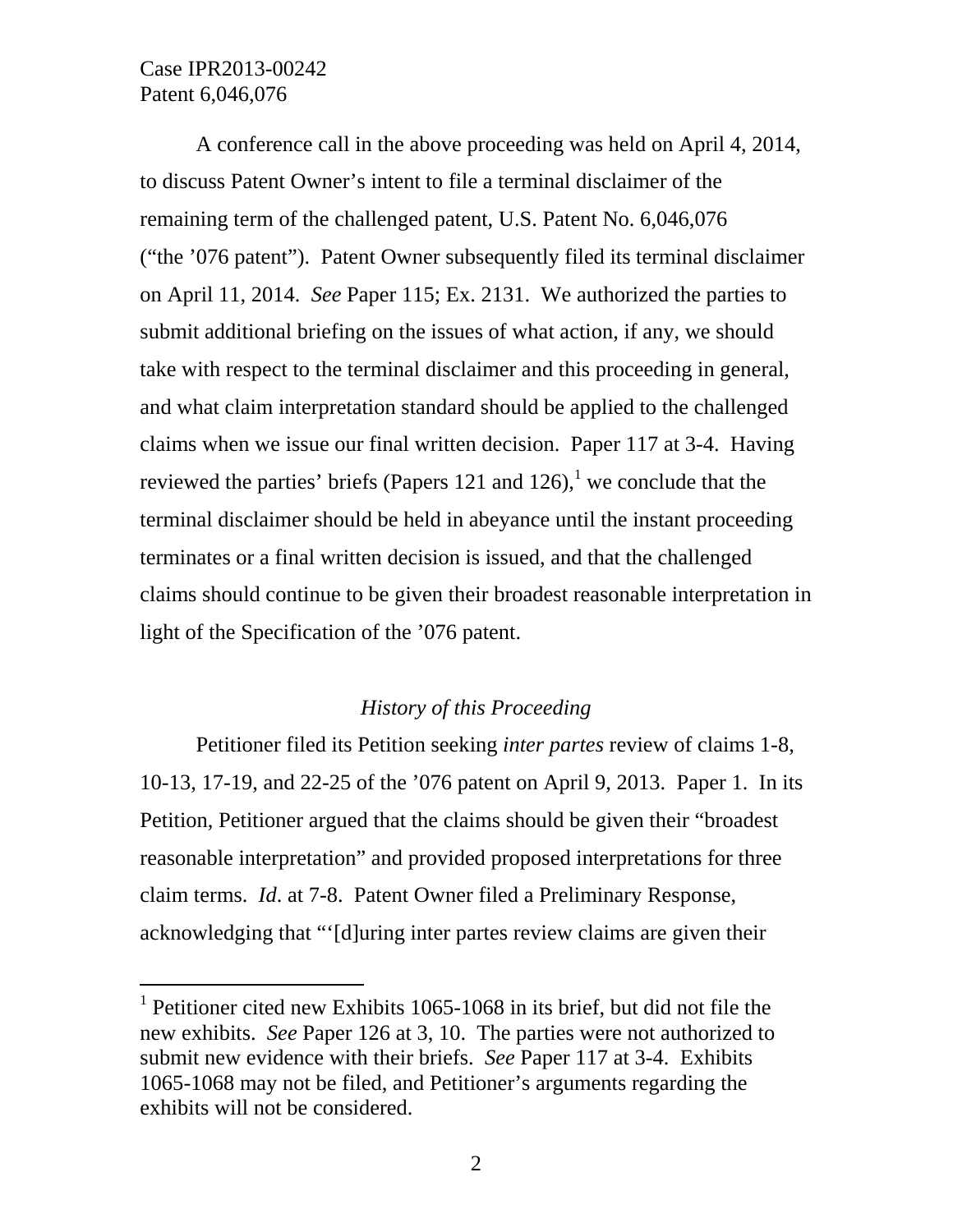A conference call in the above proceeding was held on April 4, 2014, to discuss Patent Owner's intent to file a terminal disclaimer of the remaining term of the challenged patent, U.S. Patent No. 6,046,076 ("the '076 patent"). Patent Owner subsequently filed its terminal disclaimer on April 11, 2014. *See* Paper 115; Ex. 2131. We authorized the parties to submit additional briefing on the issues of what action, if any, we should take with respect to the terminal disclaimer and this proceeding in general, and what claim interpretation standard should be applied to the challenged claims when we issue our final written decision. Paper 117 at 3-4. Having reviewed the parties' briefs (Papers 121 and 126),[1] we conclude that the terminal disclaimer should be held in abeyance until the instant proceeding terminates or a final written decision is issued, and that the challenged claims should continue to be given their broadest reasonable interpretation in light of the Specification of the '076 patent.

*History of this Proceeding*

Petitioner filed its Petition seeking *inter partes* review of claims 1-8, 10-13, 17-19, and 22-25 of the '076 patent on April 9, 2013. Paper 1. In its Petition, Petitioner argued that the claims should be given their "broadest reasonable interpretation" and provided proposed interpretations for three claim terms. *Id*. at 7-8. Patent Owner filed a Preliminary Response, acknowledging that "'[d]uring inter partes review claims are given their

---

[1] Petitioner cited new Exhibits 1065-1068 in its brief, but did not file the new exhibits. *See* Paper 126 at 3, 10. The parties were not authorized to submit new evidence with their briefs. *See* Paper 117 at 3-4. Exhibits 1065-1068 may not be filed, and Petitioner's arguments regarding the exhibits will not be considered.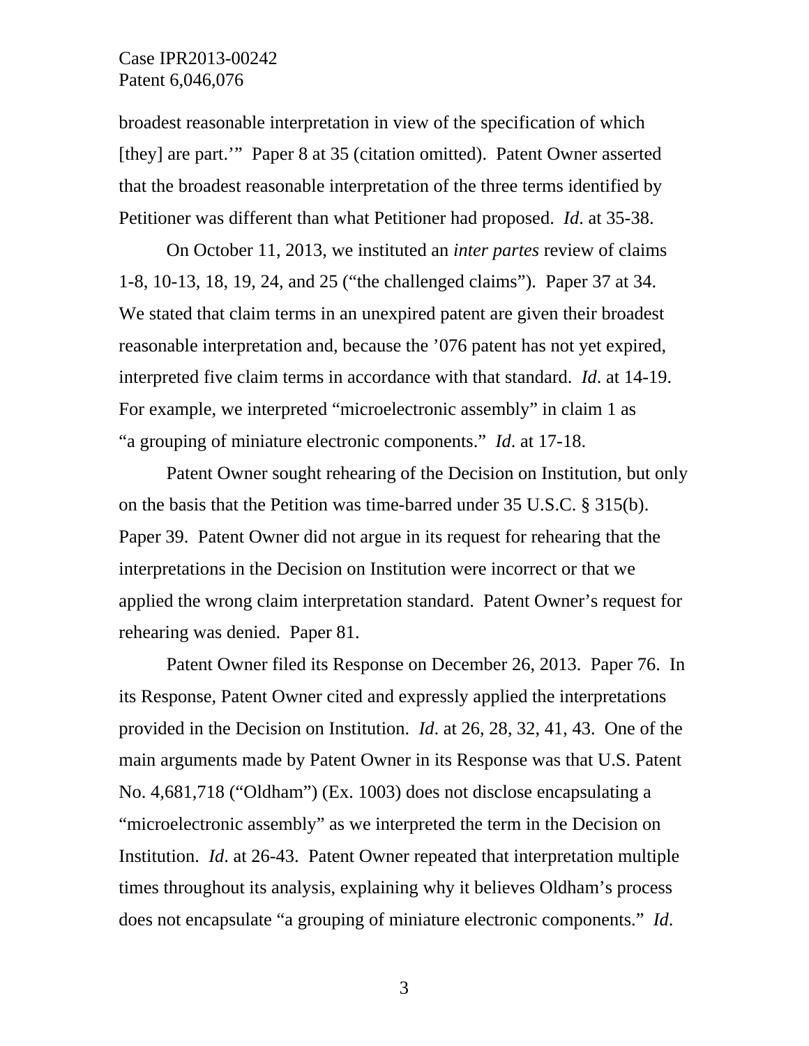broadest reasonable interpretation in view of the specification of which [they] are part.'" Paper 8 at 35 (citation omitted). Patent Owner asserted that the broadest reasonable interpretation of the three terms identified by Petitioner was different than what Petitioner had proposed. *Id*. at 35-38.

On October 11, 2013, we instituted an *inter partes* review of claims 1-8, 10-13, 18, 19, 24, and 25 ("the challenged claims"). Paper 37 at 34. We stated that claim terms in an unexpired patent are given their broadest reasonable interpretation and, because the '076 patent has not yet expired, interpreted five claim terms in accordance with that standard. *Id*. at 14-19. For example, we interpreted "microelectronic assembly" in claim 1 as "a grouping of miniature electronic components." *Id*. at 17-18.

Patent Owner sought rehearing of the Decision on Institution, but only on the basis that the Petition was time-barred under 35 U.S.C. § 315(b). Paper 39. Patent Owner did not argue in its request for rehearing that the interpretations in the Decision on Institution were incorrect or that we applied the wrong claim interpretation standard. Patent Owner's request for rehearing was denied. Paper 81.

Patent Owner filed its Response on December 26, 2013. Paper 76. In its Response, Patent Owner cited and expressly applied the interpretations provided in the Decision on Institution. *Id*. at 26, 28, 32, 41, 43. One of the main arguments made by Patent Owner in its Response was that U.S. Patent No. 4,681,718 ("Oldham") (Ex. 1003) does not disclose encapsulating a "microelectronic assembly" as we interpreted the term in the Decision on Institution. *Id*. at 26-43. Patent Owner repeated that interpretation multiple times throughout its analysis, explaining why it believes Oldham's process does not encapsulate "a grouping of miniature electronic components." *Id*.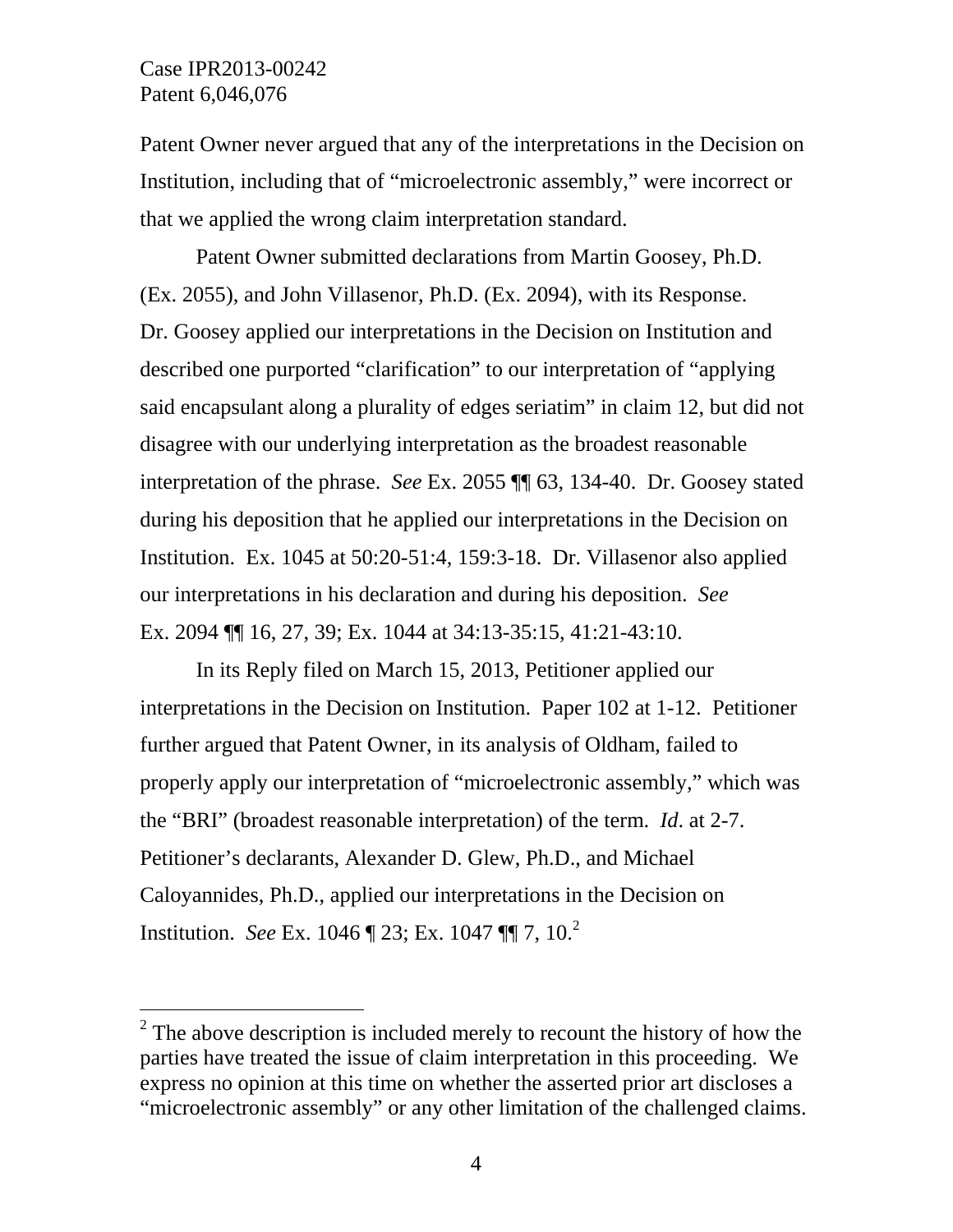Patent Owner never argued that any of the interpretations in the Decision on Institution, including that of "microelectronic assembly," were incorrect or that we applied the wrong claim interpretation standard.

Patent Owner submitted declarations from Martin Goosey, Ph.D. (Ex. 2055), and John Villasenor, Ph.D. (Ex. 2094), with its Response. Dr. Goosey applied our interpretations in the Decision on Institution and described one purported "clarification" to our interpretation of "applying said encapsulant along a plurality of edges seriatim" in claim 12, but did not disagree with our underlying interpretation as the broadest reasonable interpretation of the phrase. *See* Ex. 2055 ¶¶ 63, 134-40. Dr. Goosey stated during his deposition that he applied our interpretations in the Decision on Institution. Ex. 1045 at 50:20-51:4, 159:3-18. Dr. Villasenor also applied our interpretations in his declaration and during his deposition. *See* Ex. 2094 ¶¶ 16, 27, 39; Ex. 1044 at 34:13-35:15, 41:21-43:10.

In its Reply filed on March 15, 2013, Petitioner applied our interpretations in the Decision on Institution. Paper 102 at 1-12. Petitioner further argued that Patent Owner, in its analysis of Oldham, failed to properly apply our interpretation of "microelectronic assembly," which was the "BRI" (broadest reasonable interpretation) of the term. *Id*. at 2-7. Petitioner's declarants, Alexander D. Glew, Ph.D., and Michael Caloyannides, Ph.D., applied our interpretations in the Decision on Institution. *See* Ex. 1046 ¶ 23; Ex. 1047 ¶¶ 7, 10.[2]

---

[2] The above description is included merely to recount the history of how the parties have treated the issue of claim interpretation in this proceeding. We express no opinion at this time on whether the asserted prior art discloses a "microelectronic assembly" or any other limitation of the challenged claims.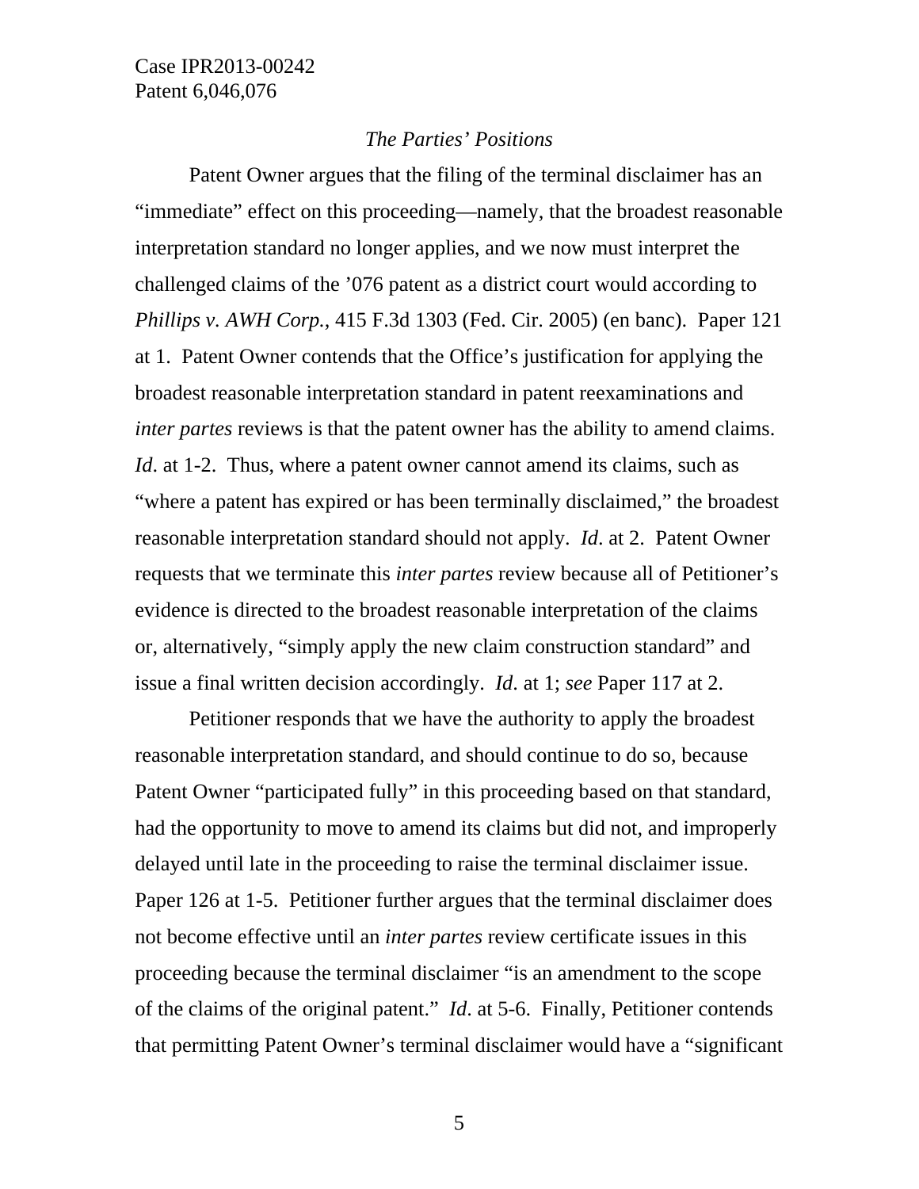*The Parties' Positions*

Patent Owner argues that the filing of the terminal disclaimer has an "immediate" effect on this proceeding—namely, that the broadest reasonable interpretation standard no longer applies, and we now must interpret the challenged claims of the '076 patent as a district court would according to *Phillips v. AWH Corp.*, 415 F.3d 1303 (Fed. Cir. 2005) (en banc). Paper 121 at 1. Patent Owner contends that the Office's justification for applying the broadest reasonable interpretation standard in patent reexaminations and *inter partes* reviews is that the patent owner has the ability to amend claims. *Id*. at 1-2. Thus, where a patent owner cannot amend its claims, such as "where a patent has expired or has been terminally disclaimed," the broadest reasonable interpretation standard should not apply. *Id*. at 2. Patent Owner requests that we terminate this *inter partes* review because all of Petitioner's evidence is directed to the broadest reasonable interpretation of the claims or, alternatively, "simply apply the new claim construction standard" and issue a final written decision accordingly. *Id*. at 1; *see* Paper 117 at 2.

Petitioner responds that we have the authority to apply the broadest reasonable interpretation standard, and should continue to do so, because Patent Owner "participated fully" in this proceeding based on that standard, had the opportunity to move to amend its claims but did not, and improperly delayed until late in the proceeding to raise the terminal disclaimer issue. Paper 126 at 1-5. Petitioner further argues that the terminal disclaimer does not become effective until an *inter partes* review certificate issues in this proceeding because the terminal disclaimer "is an amendment to the scope of the claims of the original patent." *Id*. at 5-6. Finally, Petitioner contends that permitting Patent Owner's terminal disclaimer would have a "significant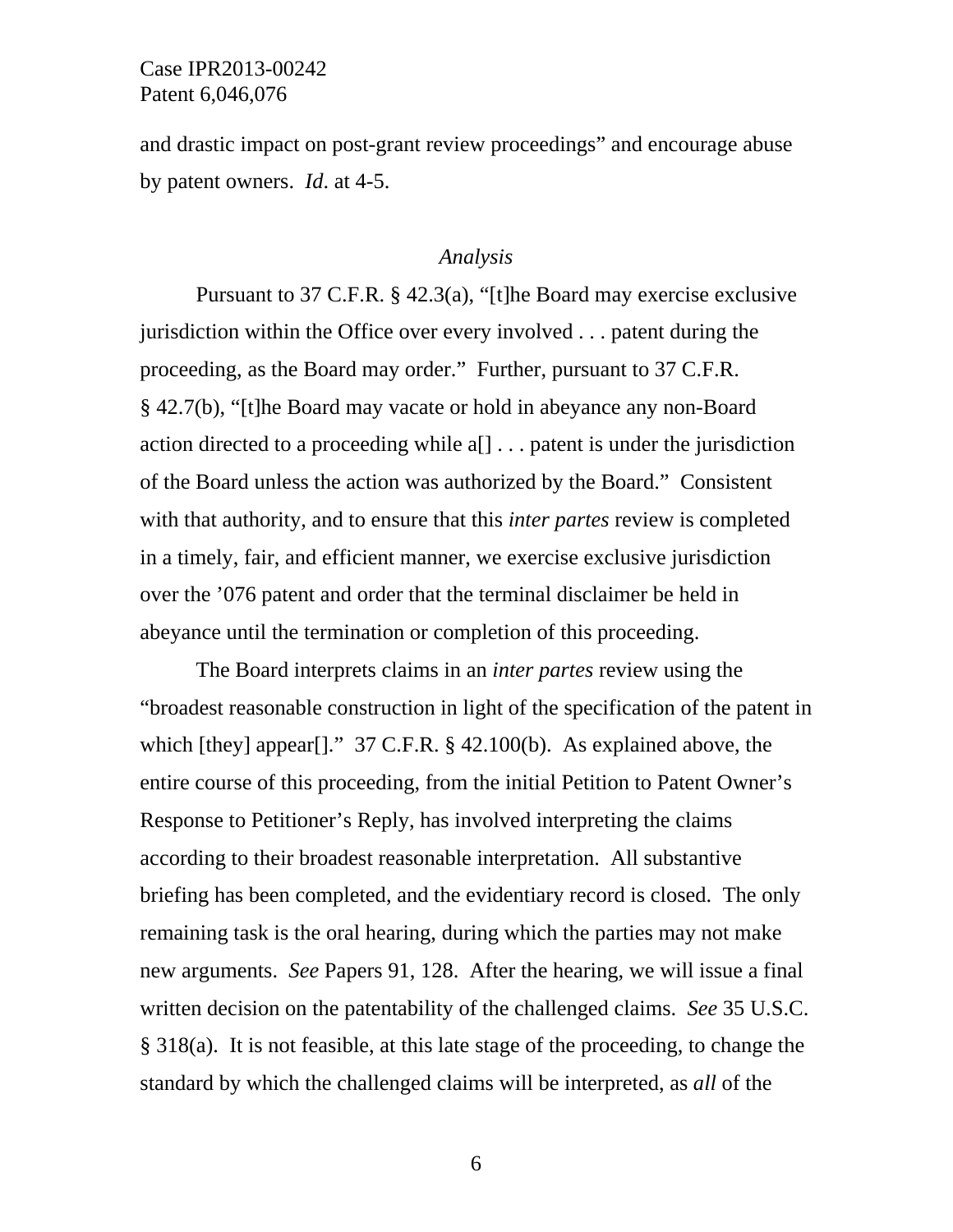and drastic impact on post-grant review proceedings" and encourage abuse by patent owners. *Id*. at 4-5.

*Analysis*

Pursuant to 37 C.F.R. § 42.3(a), "[t]he Board may exercise exclusive jurisdiction within the Office over every involved . . . patent during the proceeding, as the Board may order." Further, pursuant to 37 C.F.R. § 42.7(b), "[t]he Board may vacate or hold in abeyance any non-Board action directed to a proceeding while a[] . . . patent is under the jurisdiction of the Board unless the action was authorized by the Board." Consistent with that authority, and to ensure that this *inter partes* review is completed in a timely, fair, and efficient manner, we exercise exclusive jurisdiction over the '076 patent and order that the terminal disclaimer be held in abeyance until the termination or completion of this proceeding.

The Board interprets claims in an *inter partes* review using the "broadest reasonable construction in light of the specification of the patent in which [they] appear[]." 37 C.F.R. § 42.100(b). As explained above, the entire course of this proceeding, from the initial Petition to Patent Owner's Response to Petitioner's Reply, has involved interpreting the claims according to their broadest reasonable interpretation. All substantive briefing has been completed, and the evidentiary record is closed. The only remaining task is the oral hearing, during which the parties may not make new arguments. *See* Papers 91, 128. After the hearing, we will issue a final written decision on the patentability of the challenged claims. *See* 35 U.S.C. § 318(a). It is not feasible, at this late stage of the proceeding, to change the standard by which the challenged claims will be interpreted, as *all* of the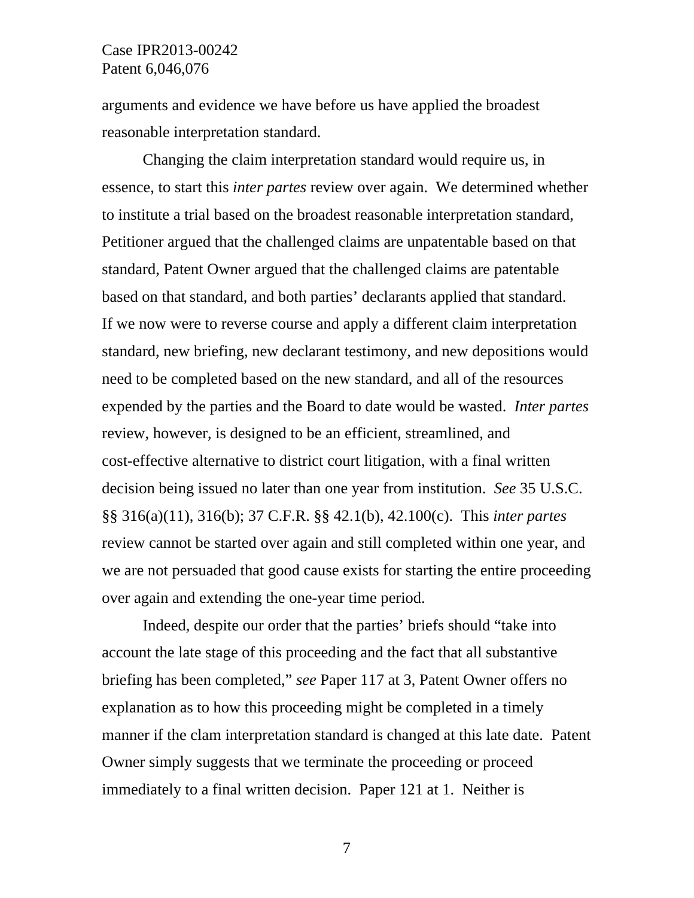arguments and evidence we have before us have applied the broadest reasonable interpretation standard.

Changing the claim interpretation standard would require us, in essence, to start this *inter partes* review over again. We determined whether to institute a trial based on the broadest reasonable interpretation standard, Petitioner argued that the challenged claims are unpatentable based on that standard, Patent Owner argued that the challenged claims are patentable based on that standard, and both parties' declarants applied that standard. If we now were to reverse course and apply a different claim interpretation standard, new briefing, new declarant testimony, and new depositions would need to be completed based on the new standard, and all of the resources expended by the parties and the Board to date would be wasted. *Inter partes* review, however, is designed to be an efficient, streamlined, and cost-effective alternative to district court litigation, with a final written decision being issued no later than one year from institution. *See* 35 U.S.C. §§ 316(a)(11), 316(b); 37 C.F.R. §§ 42.1(b), 42.100(c). This *inter partes* review cannot be started over again and still completed within one year, and we are not persuaded that good cause exists for starting the entire proceeding over again and extending the one-year time period.

Indeed, despite our order that the parties' briefs should "take into account the late stage of this proceeding and the fact that all substantive briefing has been completed," *see* Paper 117 at 3, Patent Owner offers no explanation as to how this proceeding might be completed in a timely manner if the clam interpretation standard is changed at this late date. Patent Owner simply suggests that we terminate the proceeding or proceed immediately to a final written decision. Paper 121 at 1. Neither is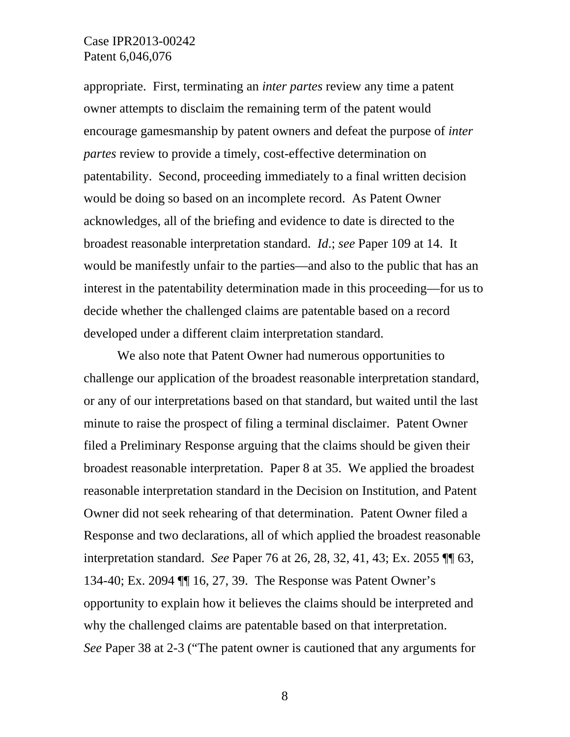appropriate. First, terminating an *inter partes* review any time a patent owner attempts to disclaim the remaining term of the patent would encourage gamesmanship by patent owners and defeat the purpose of *inter partes* review to provide a timely, cost-effective determination on patentability. Second, proceeding immediately to a final written decision would be doing so based on an incomplete record. As Patent Owner acknowledges, all of the briefing and evidence to date is directed to the broadest reasonable interpretation standard. *Id*.; *see* Paper 109 at 14. It would be manifestly unfair to the parties—and also to the public that has an interest in the patentability determination made in this proceeding—for us to decide whether the challenged claims are patentable based on a record developed under a different claim interpretation standard.

We also note that Patent Owner had numerous opportunities to challenge our application of the broadest reasonable interpretation standard, or any of our interpretations based on that standard, but waited until the last minute to raise the prospect of filing a terminal disclaimer. Patent Owner filed a Preliminary Response arguing that the claims should be given their broadest reasonable interpretation. Paper 8 at 35. We applied the broadest reasonable interpretation standard in the Decision on Institution, and Patent Owner did not seek rehearing of that determination. Patent Owner filed a Response and two declarations, all of which applied the broadest reasonable interpretation standard. *See* Paper 76 at 26, 28, 32, 41, 43; Ex. 2055 ¶¶ 63, 134-40; Ex. 2094 ¶¶ 16, 27, 39. The Response was Patent Owner's opportunity to explain how it believes the claims should be interpreted and why the challenged claims are patentable based on that interpretation. *See* Paper 38 at 2-3 ("The patent owner is cautioned that any arguments for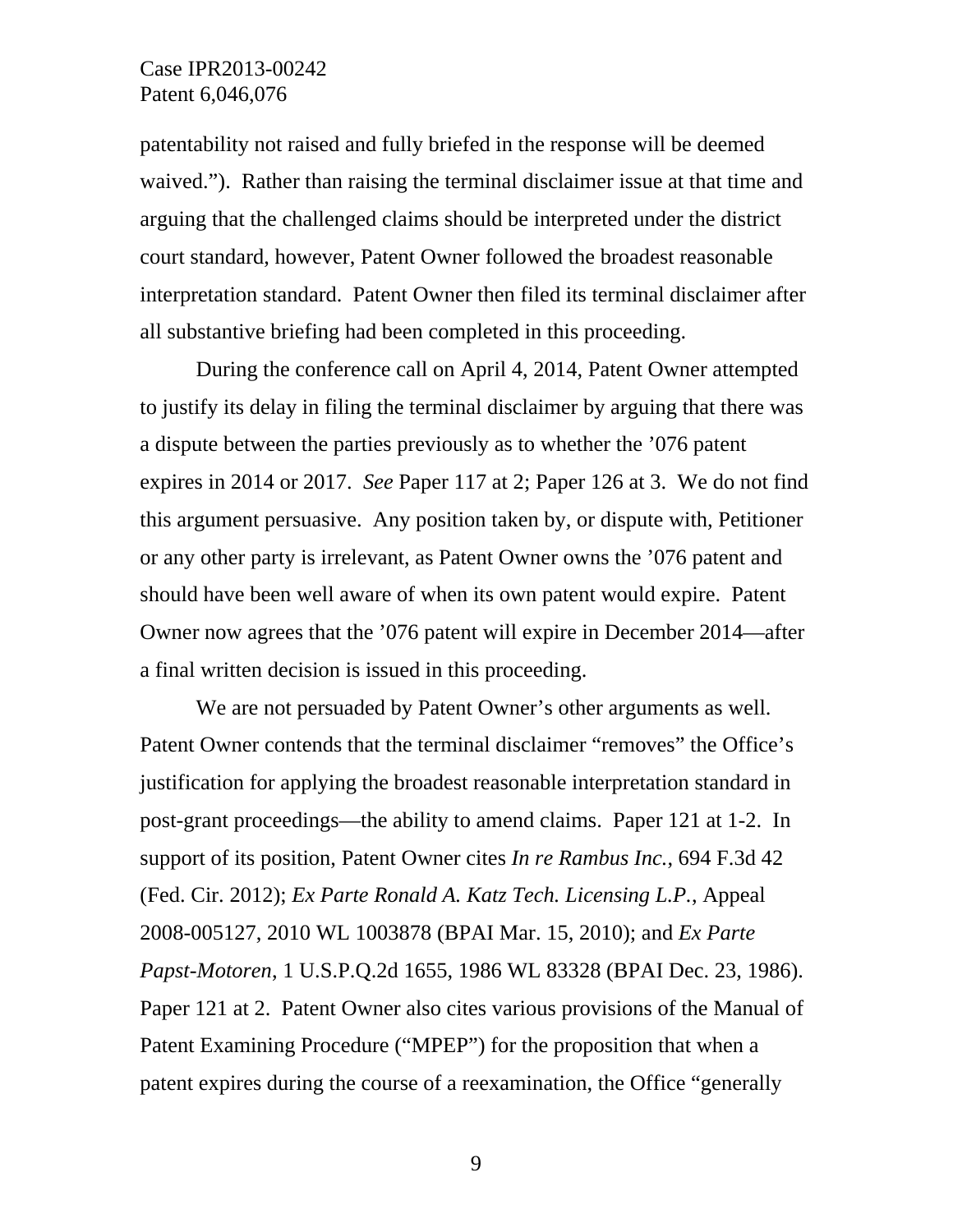patentability not raised and fully briefed in the response will be deemed waived.”). Rather than raising the terminal disclaimer issue at that time and arguing that the challenged claims should be interpreted under the district court standard, however, Patent Owner followed the broadest reasonable interpretation standard. Patent Owner then filed its terminal disclaimer after all substantive briefing had been completed in this proceeding.

During the conference call on April 4, 2014, Patent Owner attempted to justify its delay in filing the terminal disclaimer by arguing that there was a dispute between the parties previously as to whether the ’076 patent expires in 2014 or 2017. *See* Paper 117 at 2; Paper 126 at 3. We do not find this argument persuasive. Any position taken by, or dispute with, Petitioner or any other party is irrelevant, as Patent Owner owns the ’076 patent and should have been well aware of when its own patent would expire. Patent Owner now agrees that the ’076 patent will expire in December 2014—after a final written decision is issued in this proceeding.

We are not persuaded by Patent Owner’s other arguments as well. Patent Owner contends that the terminal disclaimer “removes” the Office’s justification for applying the broadest reasonable interpretation standard in post-grant proceedings—the ability to amend claims. Paper 121 at 1-2. In support of its position, Patent Owner cites *In re Rambus Inc.*, 694 F.3d 42 (Fed. Cir. 2012); *Ex Parte Ronald A. Katz Tech. Licensing L.P.*, Appeal 2008-005127, 2010 WL 1003878 (BPAI Mar. 15, 2010); and *Ex Parte Papst-Motoren*, 1 U.S.P.Q.2d 1655, 1986 WL 83328 (BPAI Dec. 23, 1986). Paper 121 at 2. Patent Owner also cites various provisions of the Manual of Patent Examining Procedure (“MPEP”) for the proposition that when a patent expires during the course of a reexamination, the Office “generally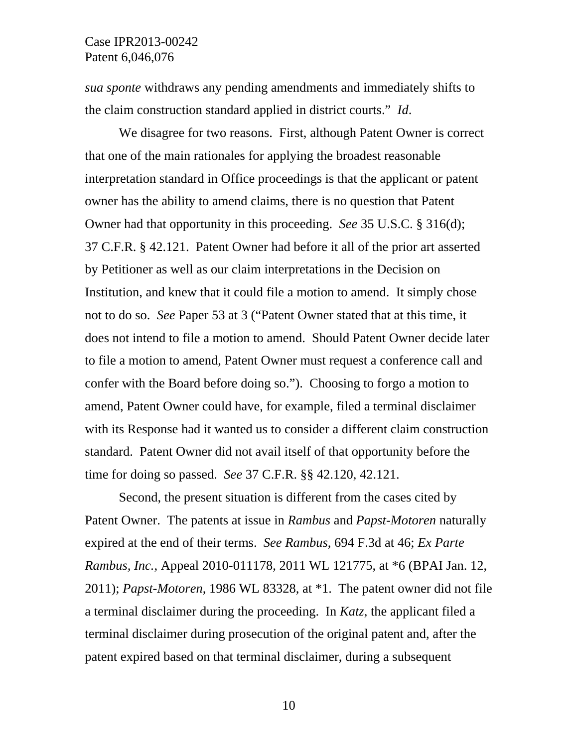*sua sponte* withdraws any pending amendments and immediately shifts to the claim construction standard applied in district courts." *Id*.

We disagree for two reasons. First, although Patent Owner is correct that one of the main rationales for applying the broadest reasonable interpretation standard in Office proceedings is that the applicant or patent owner has the ability to amend claims, there is no question that Patent Owner had that opportunity in this proceeding. *See* 35 U.S.C. § 316(d); 37 C.F.R. § 42.121. Patent Owner had before it all of the prior art asserted by Petitioner as well as our claim interpretations in the Decision on Institution, and knew that it could file a motion to amend. It simply chose not to do so. *See* Paper 53 at 3 ("Patent Owner stated that at this time, it does not intend to file a motion to amend. Should Patent Owner decide later to file a motion to amend, Patent Owner must request a conference call and confer with the Board before doing so."). Choosing to forgo a motion to amend, Patent Owner could have, for example, filed a terminal disclaimer with its Response had it wanted us to consider a different claim construction standard. Patent Owner did not avail itself of that opportunity before the time for doing so passed. *See* 37 C.F.R. §§ 42.120, 42.121.

Second, the present situation is different from the cases cited by Patent Owner. The patents at issue in *Rambus* and *Papst-Motoren* naturally expired at the end of their terms. *See Rambus*, 694 F.3d at 46; *Ex Parte Rambus, Inc.*, Appeal 2010-011178, 2011 WL 121775, at *6 (BPAI Jan. 12, 2011); *Papst-Motoren*, 1986 WL 83328, at *1. The patent owner did not file a terminal disclaimer during the proceeding. In *Katz*, the applicant filed a terminal disclaimer during prosecution of the original patent and, after the patent expired based on that terminal disclaimer, during a subsequent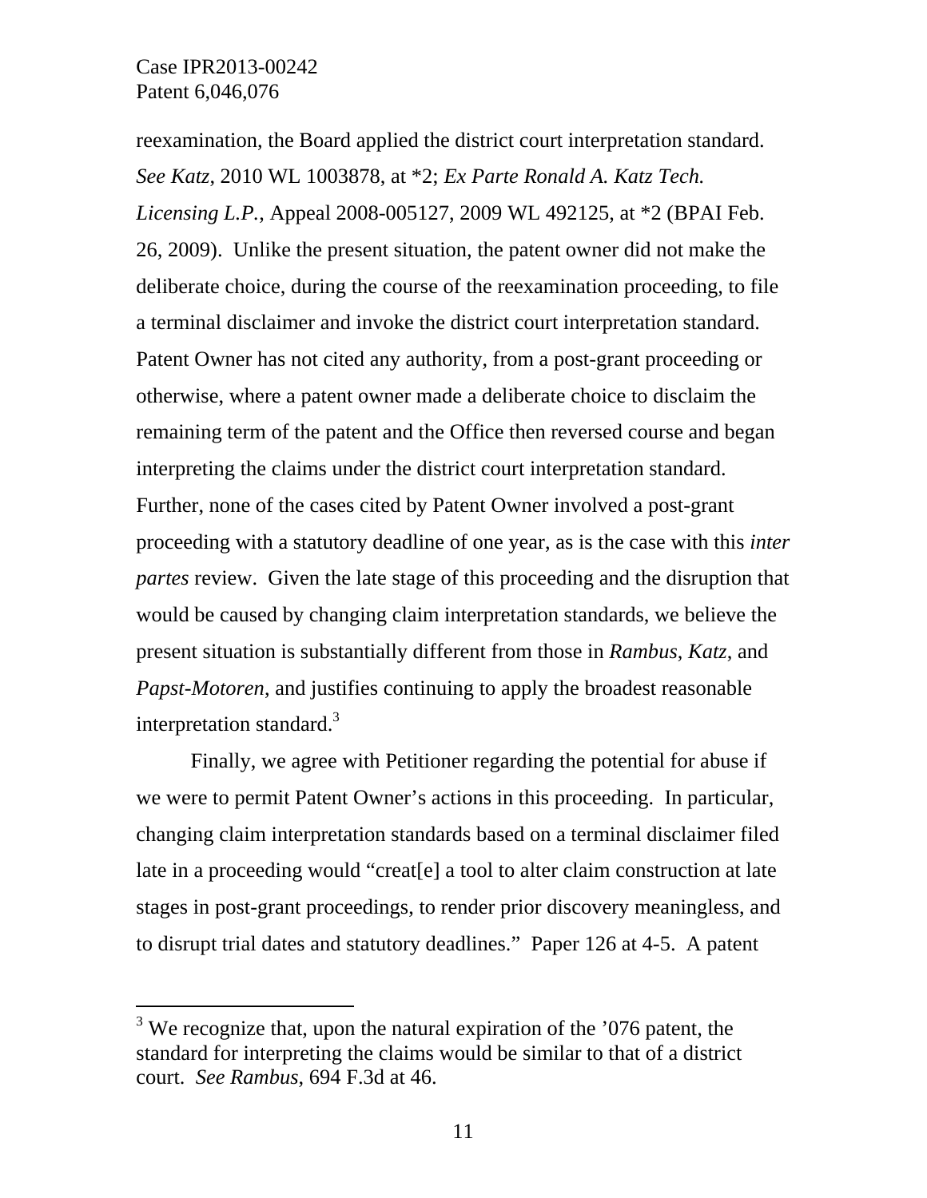reexamination, the Board applied the district court interpretation standard. *See Katz*, 2010 WL 1003878, at *2; *Ex Parte Ronald A. Katz Tech. Licensing L.P.*, Appeal 2008-005127, 2009 WL 492125, at *2 (BPAI Feb. 26, 2009). Unlike the present situation, the patent owner did not make the deliberate choice, during the course of the reexamination proceeding, to file a terminal disclaimer and invoke the district court interpretation standard. Patent Owner has not cited any authority, from a post-grant proceeding or otherwise, where a patent owner made a deliberate choice to disclaim the remaining term of the patent and the Office then reversed course and began interpreting the claims under the district court interpretation standard. Further, none of the cases cited by Patent Owner involved a post-grant proceeding with a statutory deadline of one year, as is the case with this *inter partes* review. Given the late stage of this proceeding and the disruption that would be caused by changing claim interpretation standards, we believe the present situation is substantially different from those in *Rambus*, *Katz*, and *Papst-Motoren*, and justifies continuing to apply the broadest reasonable interpretation standard.[3]

Finally, we agree with Petitioner regarding the potential for abuse if we were to permit Patent Owner's actions in this proceeding. In particular, changing claim interpretation standards based on a terminal disclaimer filed late in a proceeding would "creat[e] a tool to alter claim construction at late stages in post-grant proceedings, to render prior discovery meaningless, and to disrupt trial dates and statutory deadlines." Paper 126 at 4-5. A patent

---

[3] We recognize that, upon the natural expiration of the '076 patent, the standard for interpreting the claims would be similar to that of a district court. *See Rambus*, 694 F.3d at 46.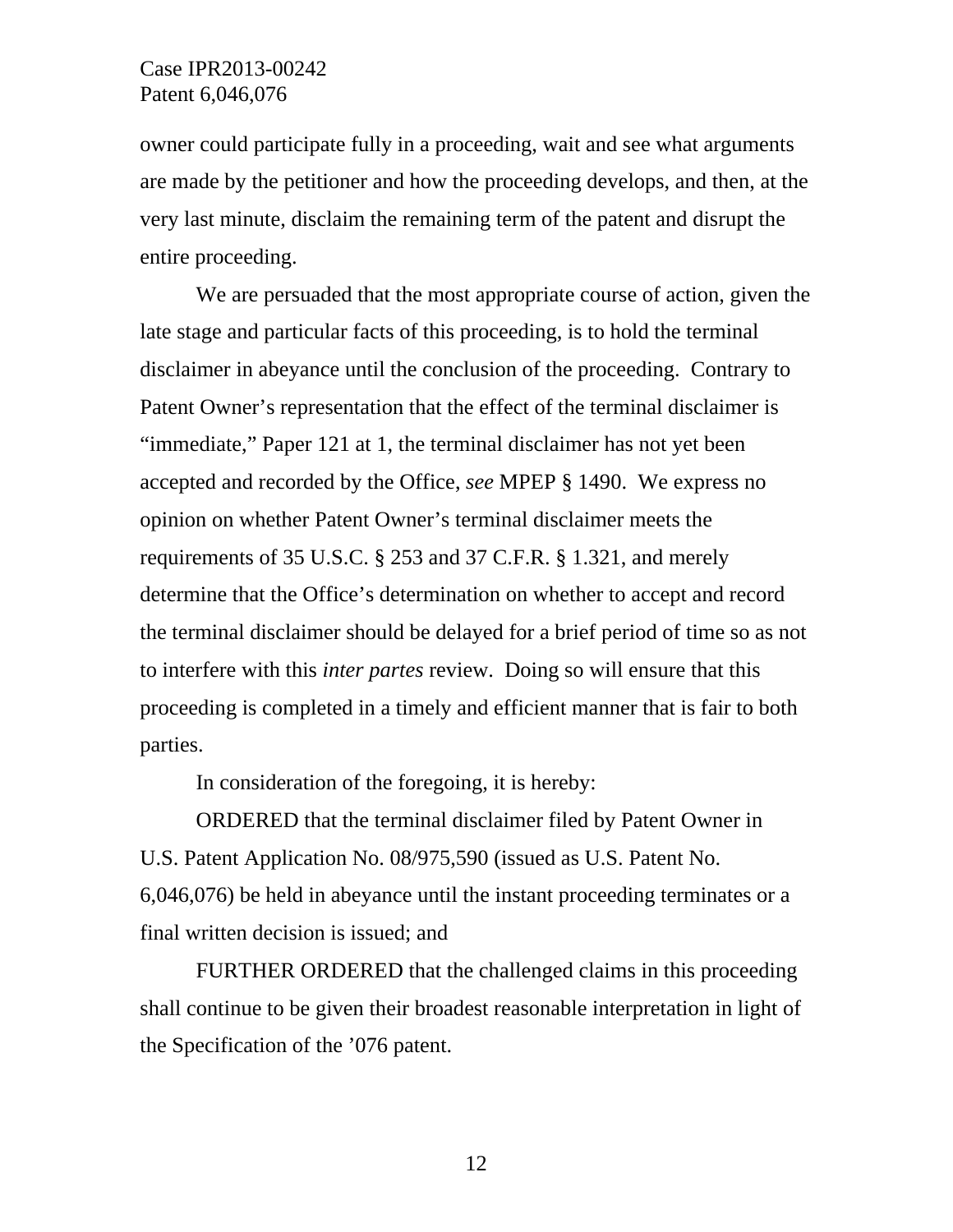owner could participate fully in a proceeding, wait and see what arguments are made by the petitioner and how the proceeding develops, and then, at the very last minute, disclaim the remaining term of the patent and disrupt the entire proceeding.

We are persuaded that the most appropriate course of action, given the late stage and particular facts of this proceeding, is to hold the terminal disclaimer in abeyance until the conclusion of the proceeding. Contrary to Patent Owner's representation that the effect of the terminal disclaimer is "immediate," Paper 121 at 1, the terminal disclaimer has not yet been accepted and recorded by the Office, *see* MPEP § 1490. We express no opinion on whether Patent Owner's terminal disclaimer meets the requirements of 35 U.S.C. § 253 and 37 C.F.R. § 1.321, and merely determine that the Office's determination on whether to accept and record the terminal disclaimer should be delayed for a brief period of time so as not to interfere with this *inter partes* review. Doing so will ensure that this proceeding is completed in a timely and efficient manner that is fair to both parties.

In consideration of the foregoing, it is hereby:

ORDERED that the terminal disclaimer filed by Patent Owner in U.S. Patent Application No. 08/975,590 (issued as U.S. Patent No. 6,046,076) be held in abeyance until the instant proceeding terminates or a final written decision is issued; and

FURTHER ORDERED that the challenged claims in this proceeding shall continue to be given their broadest reasonable interpretation in light of the Specification of the '076 patent.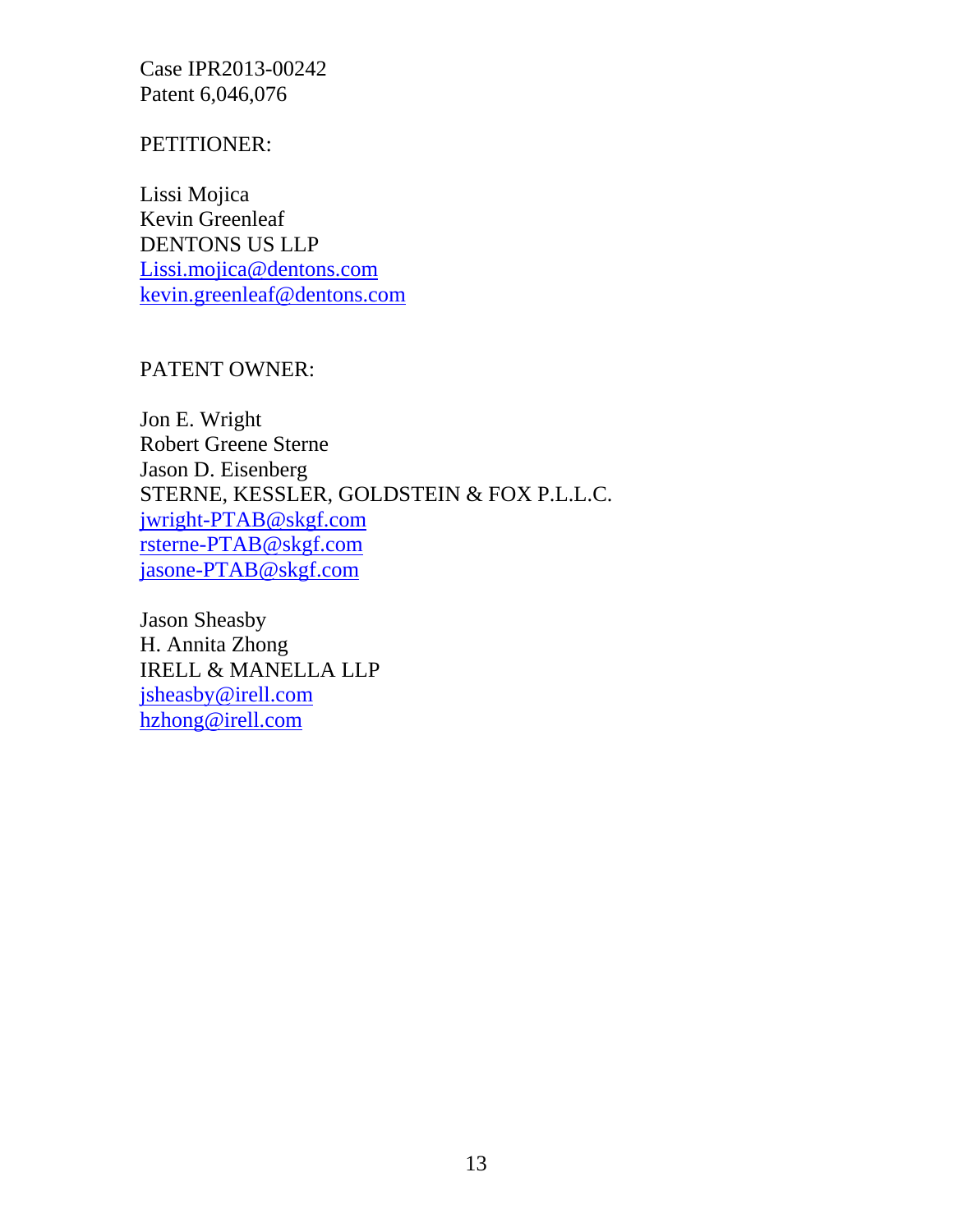Case IPR2013-00242
Patent 6,046,076

PETITIONER:

Lissi Mojica
Kevin Greenleaf
DENTONS US LLP
Lissi.mojica@dentons.com
kevin.greenleaf@dentons.com

PATENT OWNER:

Jon E. Wright
Robert Greene Sterne
Jason D. Eisenberg
STERNE, KESSLER, GOLDSTEIN & FOX P.L.L.C.
jwright-PTAB@skgf.com
rsterne-PTAB@skgf.com
jasone-PTAB@skgf.com

Jason Sheasby
H. Annita Zhong
IRELL & MANELLA LLP
jsheasby@irell.com
hzhong@irell.com